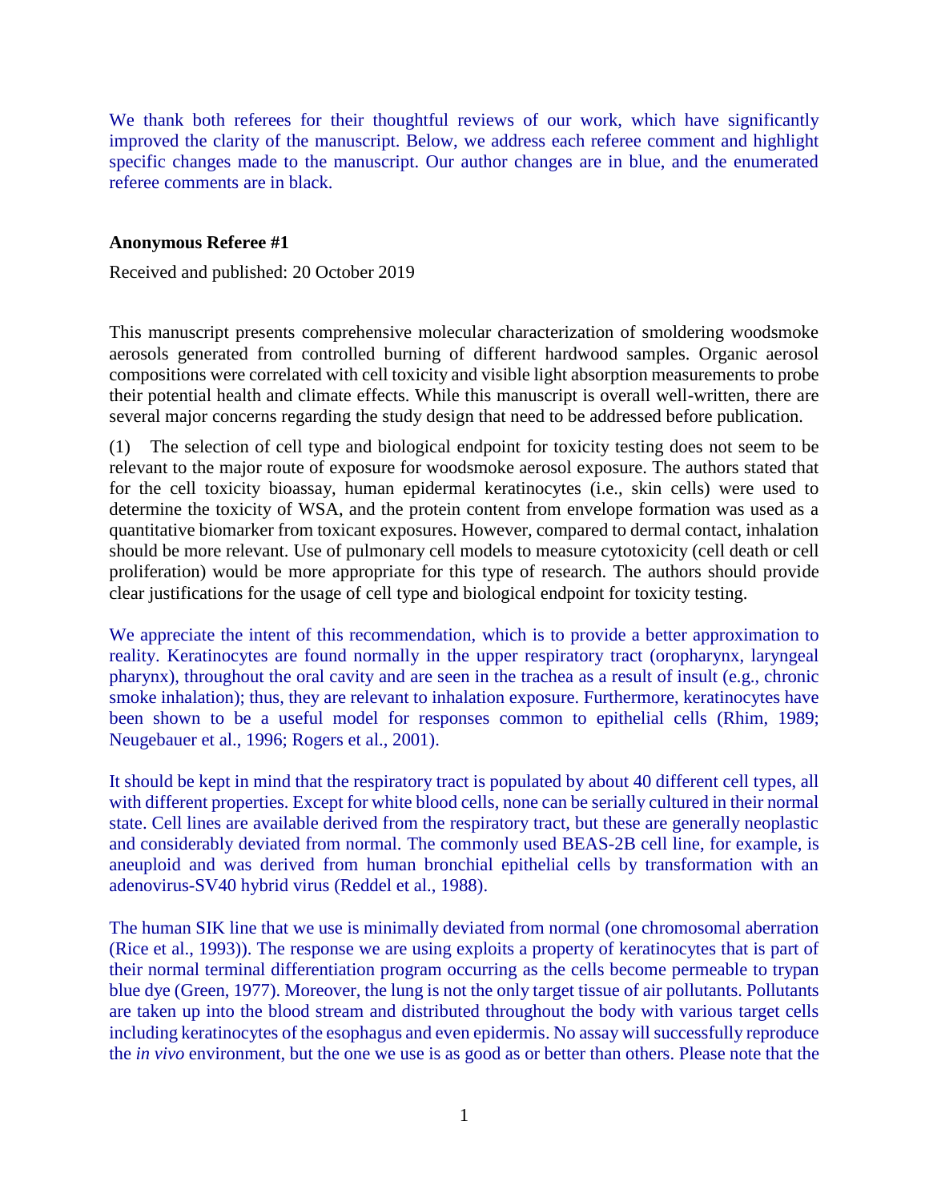We thank both referees for their thoughtful reviews of our work, which have significantly improved the clarity of the manuscript. Below, we address each referee comment and highlight specific changes made to the manuscript. Our author changes are in blue, and the enumerated referee comments are in black.

**Anonymous Referee #1**

Received and published: 20 October 2019

This manuscript presents comprehensive molecular characterization of smoldering woodsmoke aerosols generated from controlled burning of different hardwood samples. Organic aerosol compositions were correlated with cell toxicity and visible light absorption measurements to probe their potential health and climate effects. While this manuscript is overall well-written, there are several major concerns regarding the study design that need to be addressed before publication.

(1) The selection of cell type and biological endpoint for toxicity testing does not seem to be relevant to the major route of exposure for woodsmoke aerosol exposure. The authors stated that for the cell toxicity bioassay, human epidermal keratinocytes (i.e., skin cells) were used to determine the toxicity of WSA, and the protein content from envelope formation was used as a quantitative biomarker from toxicant exposures. However, compared to dermal contact, inhalation should be more relevant. Use of pulmonary cell models to measure cytotoxicity (cell death or cell proliferation) would be more appropriate for this type of research. The authors should provide clear justifications for the usage of cell type and biological endpoint for toxicity testing.

We appreciate the intent of this recommendation, which is to provide a better approximation to reality. Keratinocytes are found normally in the upper respiratory tract (oropharynx, laryngeal pharynx), throughout the oral cavity and are seen in the trachea as a result of insult (e.g., chronic smoke inhalation); thus, they are relevant to inhalation exposure. Furthermore, keratinocytes have been shown to be a useful model for responses common to epithelial cells (Rhim, 1989; Neugebauer et al., 1996; Rogers et al., 2001).

It should be kept in mind that the respiratory tract is populated by about 40 different cell types, all with different properties. Except for white blood cells, none can be serially cultured in their normal state. Cell lines are available derived from the respiratory tract, but these are generally neoplastic and considerably deviated from normal. The commonly used BEAS-2B cell line, for example, is aneuploid and was derived from human bronchial epithelial cells by transformation with an adenovirus-SV40 hybrid virus (Reddel et al., 1988).

The human SIK line that we use is minimally deviated from normal (one chromosomal aberration (Rice et al., 1993)). The response we are using exploits a property of keratinocytes that is part of their normal terminal differentiation program occurring as the cells become permeable to trypan blue dye (Green, 1977). Moreover, the lung is not the only target tissue of air pollutants. Pollutants are taken up into the blood stream and distributed throughout the body with various target cells including keratinocytes of the esophagus and even epidermis. No assay will successfully reproduce the *in vivo* environment, but the one we use is as good as or better than others. Please note that the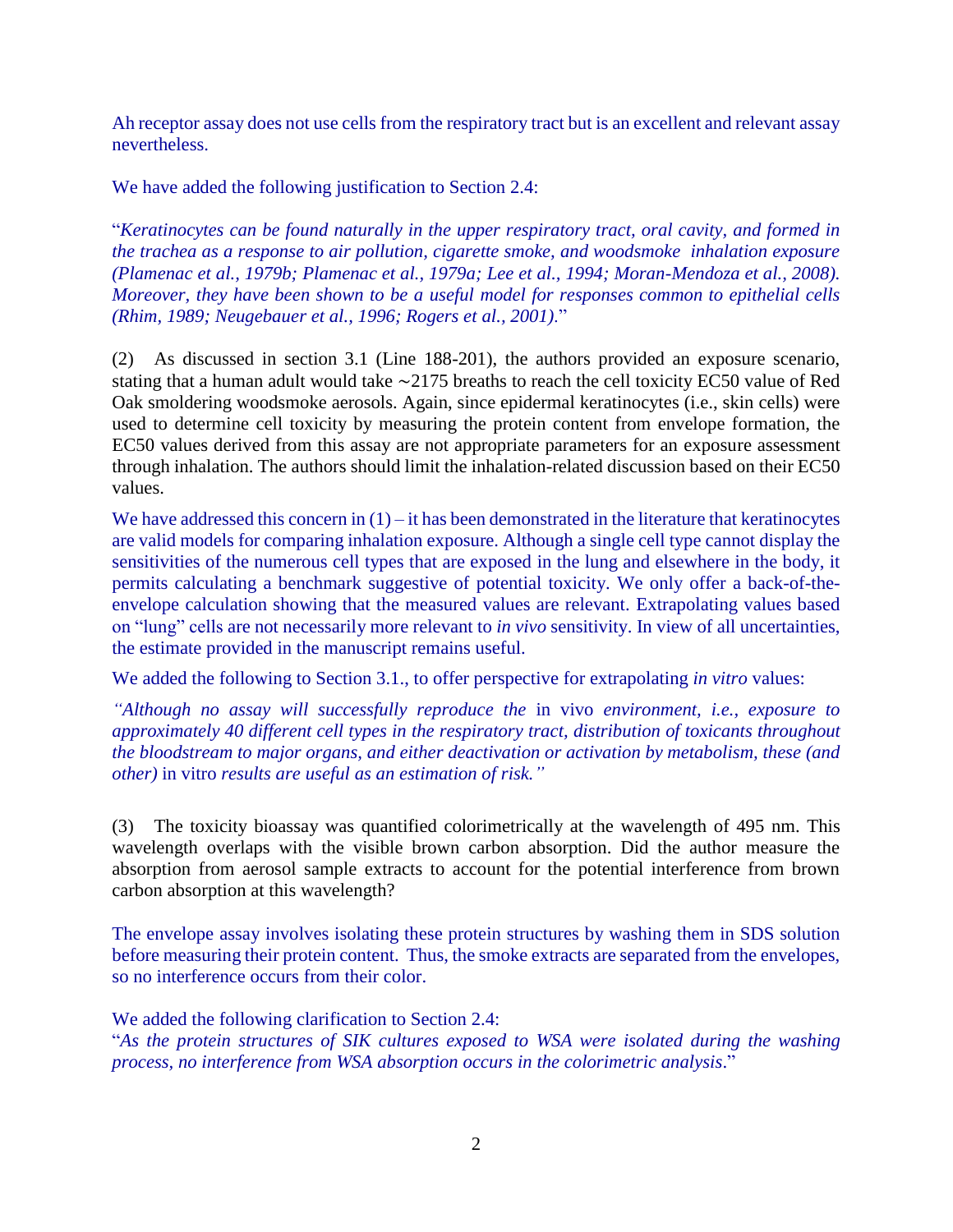Ah receptor assay does not use cells from the respiratory tract but is an excellent and relevant assay nevertheless.

We have added the following justification to Section 2.4:

"*Keratinocytes can be found naturally in the upper respiratory tract, oral cavity, and formed in the trachea as a response to air pollution, cigarette smoke, and woodsmoke inhalation exposure (Plamenac et al., 1979b; Plamenac et al., 1979a; Lee et al., 1994; Moran-Mendoza et al., 2008). Moreover, they have been shown to be a useful model for responses common to epithelial cells (Rhim, 1989; Neugebauer et al., 1996; Rogers et al., 2001).*"

(2) As discussed in section 3.1 (Line 188-201), the authors provided an exposure scenario, stating that a human adult would take ~2175 breaths to reach the cell toxicity EC50 value of Red Oak smoldering woodsmoke aerosols. Again, since epidermal keratinocytes (i.e., skin cells) were used to determine cell toxicity by measuring the protein content from envelope formation, the EC50 values derived from this assay are not appropriate parameters for an exposure assessment through inhalation. The authors should limit the inhalation-related discussion based on their EC50 values.

We have addressed this concern in (1) – it has been demonstrated in the literature that keratinocytes are valid models for comparing inhalation exposure. Although a single cell type cannot display the sensitivities of the numerous cell types that are exposed in the lung and elsewhere in the body, it permits calculating a benchmark suggestive of potential toxicity. We only offer a back-of-the-envelope calculation showing that the measured values are relevant. Extrapolating values based on "lung" cells are not necessarily more relevant to *in vivo* sensitivity. In view of all uncertainties, the estimate provided in the manuscript remains useful.

We added the following to Section 3.1., to offer perspective for extrapolating *in vitro* values:

*"Although no assay will successfully reproduce the* in vivo *environment, i.e., exposure to approximately 40 different cell types in the respiratory tract, distribution of toxicants throughout the bloodstream to major organs, and either deactivation or activation by metabolism, these (and other)* in vitro *results are useful as an estimation of risk."*

(3) The toxicity bioassay was quantified colorimetrically at the wavelength of 495 nm. This wavelength overlaps with the visible brown carbon absorption. Did the author measure the absorption from aerosol sample extracts to account for the potential interference from brown carbon absorption at this wavelength?

The envelope assay involves isolating these protein structures by washing them in SDS solution before measuring their protein content. Thus, the smoke extracts are separated from the envelopes, so no interference occurs from their color.

We added the following clarification to Section 2.4:
"*As the protein structures of SIK cultures exposed to WSA were isolated during the washing process, no interference from WSA absorption occurs in the colorimetric analysis*."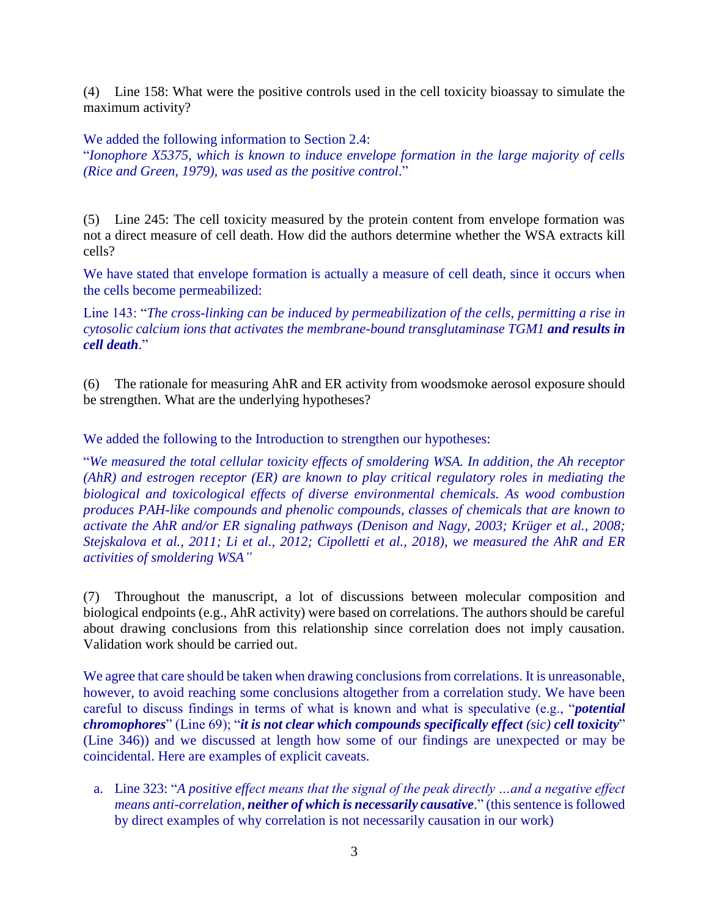(4) Line 158: What were the positive controls used in the cell toxicity bioassay to simulate the maximum activity?

We added the following information to Section 2.4:
"*Ionophore X5375, which is known to induce envelope formation in the large majority of cells (Rice and Green, 1979), was used as the positive control*."

(5) Line 245: The cell toxicity measured by the protein content from envelope formation was not a direct measure of cell death. How did the authors determine whether the WSA extracts kill cells?

We have stated that envelope formation is actually a measure of cell death, since it occurs when the cells become permeabilized:

Line 143: "*The cross-linking can be induced by permeabilization of the cells, permitting a rise in cytosolic calcium ions that activates the membrane-bound transglutaminase TGM1* ***and results in cell death***."

(6) The rationale for measuring AhR and ER activity from woodsmoke aerosol exposure should be strengthen. What are the underlying hypotheses?

We added the following to the Introduction to strengthen our hypotheses:

"*We measured the total cellular toxicity effects of smoldering WSA. In addition, the Ah receptor (AhR) and estrogen receptor (ER) are known to play critical regulatory roles in mediating the biological and toxicological effects of diverse environmental chemicals. As wood combustion produces PAH-like compounds and phenolic compounds, classes of chemicals that are known to activate the AhR and/or ER signaling pathways (Denison and Nagy, 2003; Krüger et al., 2008; Stejskalova et al., 2011; Li et al., 2012; Cipolletti et al., 2018), we measured the AhR and ER activities of smoldering WSA"*

(7) Throughout the manuscript, a lot of discussions between molecular composition and biological endpoints (e.g., AhR activity) were based on correlations. The authors should be careful about drawing conclusions from this relationship since correlation does not imply causation. Validation work should be carried out.

We agree that care should be taken when drawing conclusions from correlations. It is unreasonable, however, to avoid reaching some conclusions altogether from a correlation study. We have been careful to discuss findings in terms of what is known and what is speculative (e.g., "***potential chromophores***" (Line 69); "***it is not clear which compounds specifically effect*** *(sic)* ***cell toxicity***" (Line 346)) and we discussed at length how some of our findings are unexpected or may be coincidental. Here are examples of explicit caveats.

a. Line 323: "*A positive effect means that the signal of the peak directly …and a negative effect means anti-correlation,* ***neither of which is necessarily causative***." (this sentence is followed by direct examples of why correlation is not necessarily causation in our work)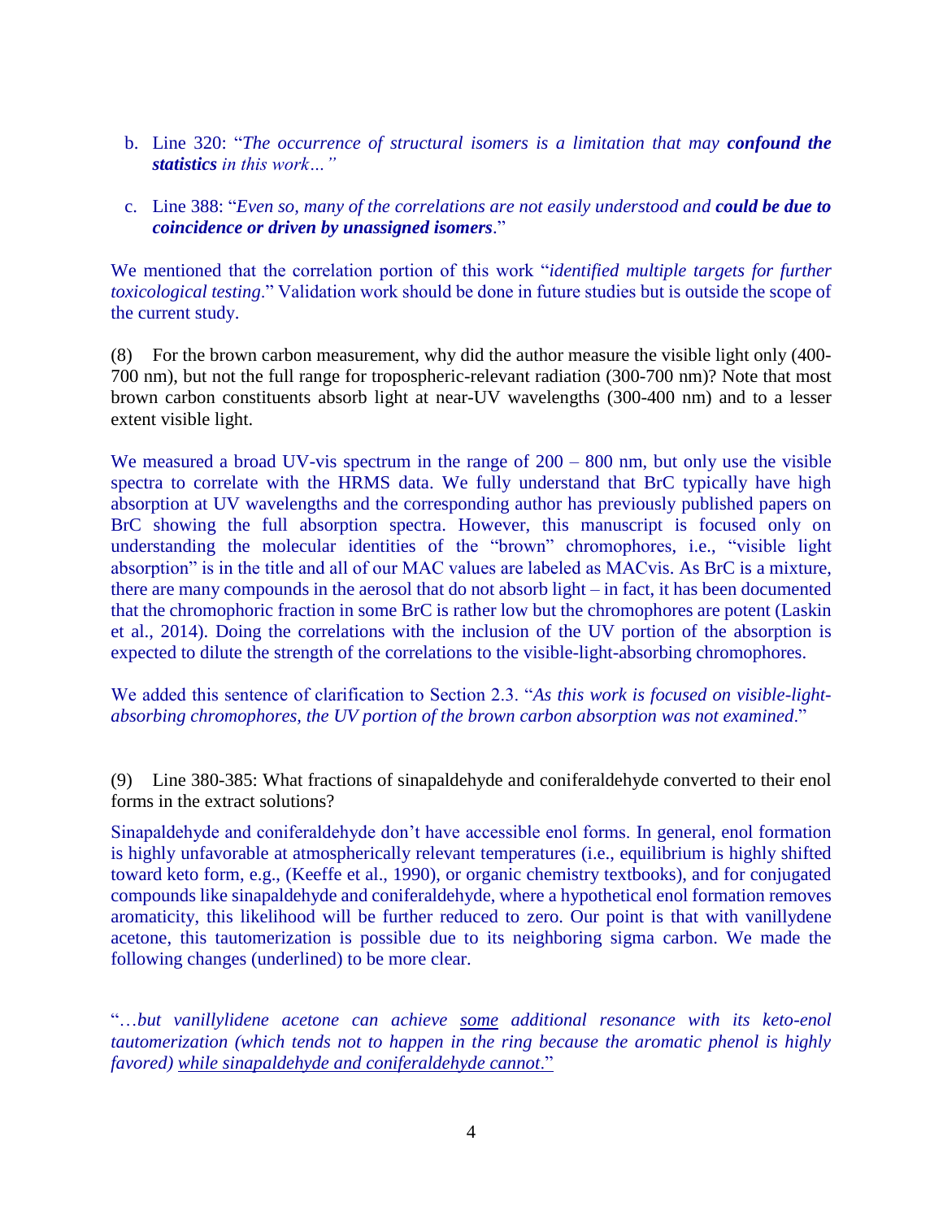b. Line 320: "*The occurrence of structural isomers is a limitation that may **confound the statistics** in this work…"*

c. Line 388: "*Even so, many of the correlations are not easily understood and **could be due to coincidence or driven by unassigned isomers***."

We mentioned that the correlation portion of this work "*identified multiple targets for further toxicological testing*." Validation work should be done in future studies but is outside the scope of the current study.

(8) For the brown carbon measurement, why did the author measure the visible light only (400-700 nm), but not the full range for tropospheric-relevant radiation (300-700 nm)? Note that most brown carbon constituents absorb light at near-UV wavelengths (300-400 nm) and to a lesser extent visible light.

We measured a broad UV-vis spectrum in the range of 200 – 800 nm, but only use the visible spectra to correlate with the HRMS data. We fully understand that BrC typically have high absorption at UV wavelengths and the corresponding author has previously published papers on BrC showing the full absorption spectra. However, this manuscript is focused only on understanding the molecular identities of the "brown" chromophores, i.e., "visible light absorption" is in the title and all of our MAC values are labeled as MACvis. As BrC is a mixture, there are many compounds in the aerosol that do not absorb light – in fact, it has been documented that the chromophoric fraction in some BrC is rather low but the chromophores are potent (Laskin et al., 2014). Doing the correlations with the inclusion of the UV portion of the absorption is expected to dilute the strength of the correlations to the visible-light-absorbing chromophores.

We added this sentence of clarification to Section 2.3. "*As this work is focused on visible-light-absorbing chromophores, the UV portion of the brown carbon absorption was not examined*."

(9) Line 380-385: What fractions of sinapaldehyde and coniferaldehyde converted to their enol forms in the extract solutions?

Sinapaldehyde and coniferaldehyde don't have accessible enol forms. In general, enol formation is highly unfavorable at atmospherically relevant temperatures (i.e., equilibrium is highly shifted toward keto form, e.g., (Keeffe et al., 1990), or organic chemistry textbooks), and for conjugated compounds like sinapaldehyde and coniferaldehyde, where a hypothetical enol formation removes aromaticity, this likelihood will be further reduced to zero. Our point is that with vanillydene acetone, this tautomerization is possible due to its neighboring sigma carbon. We made the following changes (underlined) to be more clear.

"*…but vanillylidene acetone can achieve <u>some</u> additional resonance with its keto-enol tautomerization (which tends not to happen in the ring because the aromatic phenol is highly favored) <u>while sinapaldehyde and coniferaldehyde cannot</u>*."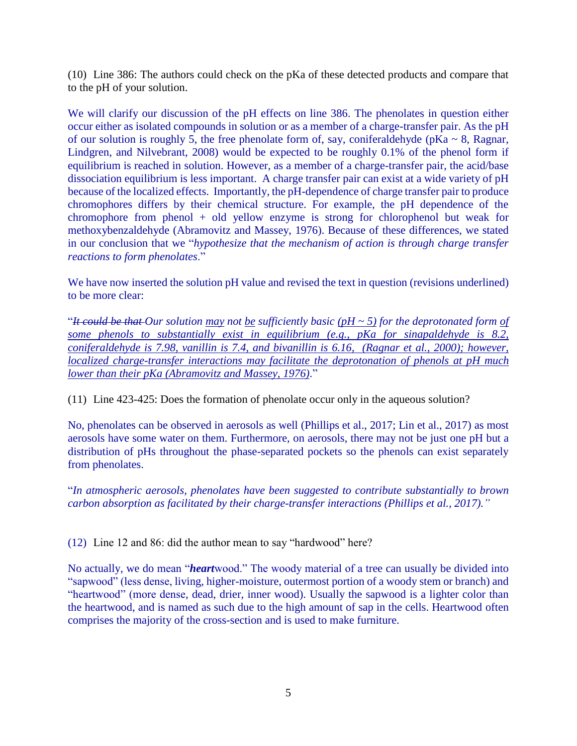(10) Line 386: The authors could check on the pKa of these detected products and compare that to the pH of your solution.

We will clarify our discussion of the pH effects on line 386. The phenolates in question either occur either as isolated compounds in solution or as a member of a charge-transfer pair. As the pH of our solution is roughly 5, the free phenolate form of, say, coniferaldehyde (pKa ~ 8, Ragnar, Lindgren, and Nilvebrant, 2008) would be expected to be roughly 0.1% of the phenol form if equilibrium is reached in solution. However, as a member of a charge-transfer pair, the acid/base dissociation equilibrium is less important. A charge transfer pair can exist at a wide variety of pH because of the localized effects. Importantly, the pH-dependence of charge transfer pair to produce chromophores differs by their chemical structure. For example, the pH dependence of the chromophore from phenol + old yellow enzyme is strong for chlorophenol but weak for methoxybenzaldehyde (Abramovitz and Massey, 1976). Because of these differences, we stated in our conclusion that we "*hypothesize that the mechanism of action is through charge transfer reactions to form phenolates*."

We have now inserted the solution pH value and revised the text in question (revisions underlined) to be more clear:

"~~*It could be that*~~ *Our solution* <u>*may*</u> *not* <u>*be*</u> *sufficiently basic* <u>*(pH ~ 5)*</u> *for the deprotonated form* <u>*of some phenols to substantially exist in equilibrium (e.g., pKa for sinapaldehyde is 8.2, coniferaldehyde is 7.98, vanillin is 7.4, and bivanillin is 6.16, (Ragnar et al., 2000); however, localized charge-transfer interactions may facilitate the deprotonation of phenols at pH much lower than their pKa (Abramovitz and Massey, 1976)*</u>*.*"

(11) Line 423-425: Does the formation of phenolate occur only in the aqueous solution?

No, phenolates can be observed in aerosols as well (Phillips et al., 2017; Lin et al., 2017) as most aerosols have some water on them. Furthermore, on aerosols, there may not be just one pH but a distribution of pHs throughout the phase-separated pockets so the phenols can exist separately from phenolates.

"*In atmospheric aerosols, phenolates have been suggested to contribute substantially to brown carbon absorption as facilitated by their charge-transfer interactions (Phillips et al., 2017).*"

(12) Line 12 and 86: did the author mean to say "hardwood" here?

No actually, we do mean "***heart***wood." The woody material of a tree can usually be divided into "sapwood" (less dense, living, higher-moisture, outermost portion of a woody stem or branch) and "heartwood" (more dense, dead, drier, inner wood). Usually the sapwood is a lighter color than the heartwood, and is named as such due to the high amount of sap in the cells. Heartwood often comprises the majority of the cross-section and is used to make furniture.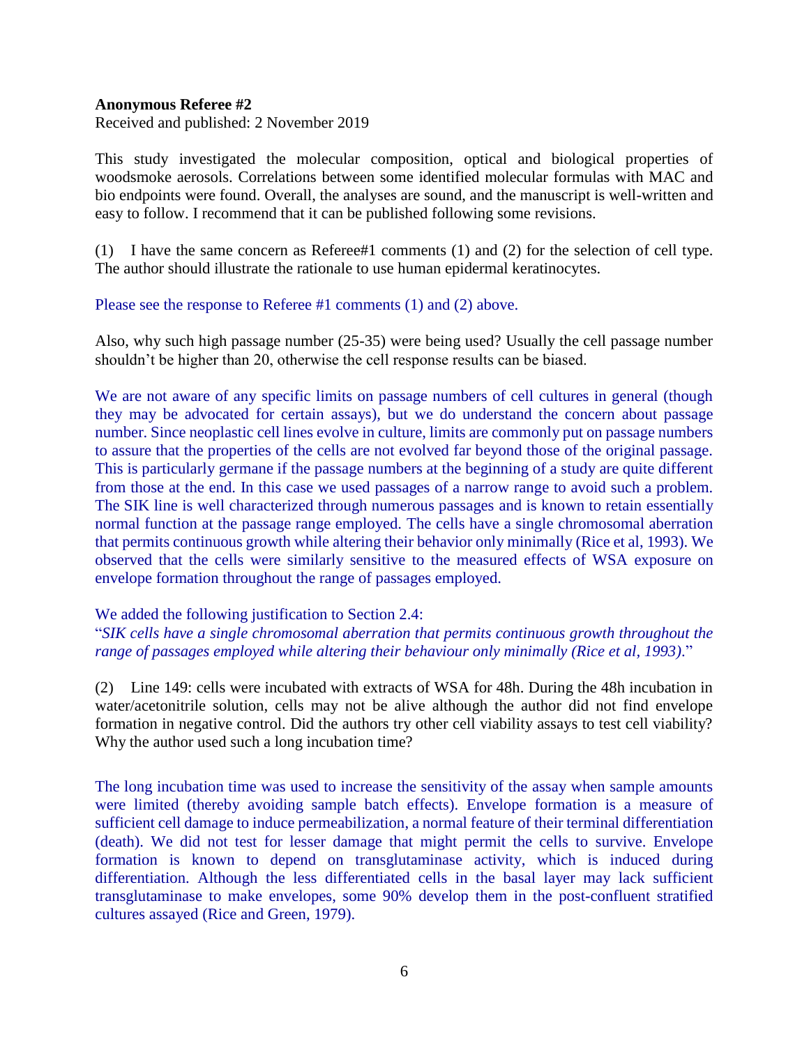**Anonymous Referee #2**

Received and published: 2 November 2019

This study investigated the molecular composition, optical and biological properties of woodsmoke aerosols. Correlations between some identified molecular formulas with MAC and bio endpoints were found. Overall, the analyses are sound, and the manuscript is well-written and easy to follow. I recommend that it can be published following some revisions.

(1) I have the same concern as Referee#1 comments (1) and (2) for the selection of cell type. The author should illustrate the rationale to use human epidermal keratinocytes.

Please see the response to Referee #1 comments (1) and (2) above.

Also, why such high passage number (25-35) were being used? Usually the cell passage number shouldn't be higher than 20, otherwise the cell response results can be biased.

We are not aware of any specific limits on passage numbers of cell cultures in general (though they may be advocated for certain assays), but we do understand the concern about passage number. Since neoplastic cell lines evolve in culture, limits are commonly put on passage numbers to assure that the properties of the cells are not evolved far beyond those of the original passage. This is particularly germane if the passage numbers at the beginning of a study are quite different from those at the end. In this case we used passages of a narrow range to avoid such a problem. The SIK line is well characterized through numerous passages and is known to retain essentially normal function at the passage range employed. The cells have a single chromosomal aberration that permits continuous growth while altering their behavior only minimally (Rice et al, 1993). We observed that the cells were similarly sensitive to the measured effects of WSA exposure on envelope formation throughout the range of passages employed.

We added the following justification to Section 2.4:

"*SIK cells have a single chromosomal aberration that permits continuous growth throughout the range of passages employed while altering their behaviour only minimally (Rice et al, 1993).*"

(2) Line 149: cells were incubated with extracts of WSA for 48h. During the 48h incubation in water/acetonitrile solution, cells may not be alive although the author did not find envelope formation in negative control. Did the authors try other cell viability assays to test cell viability? Why the author used such a long incubation time?

The long incubation time was used to increase the sensitivity of the assay when sample amounts were limited (thereby avoiding sample batch effects). Envelope formation is a measure of sufficient cell damage to induce permeabilization, a normal feature of their terminal differentiation (death). We did not test for lesser damage that might permit the cells to survive. Envelope formation is known to depend on transglutaminase activity, which is induced during differentiation. Although the less differentiated cells in the basal layer may lack sufficient transglutaminase to make envelopes, some 90% develop them in the post-confluent stratified cultures assayed (Rice and Green, 1979).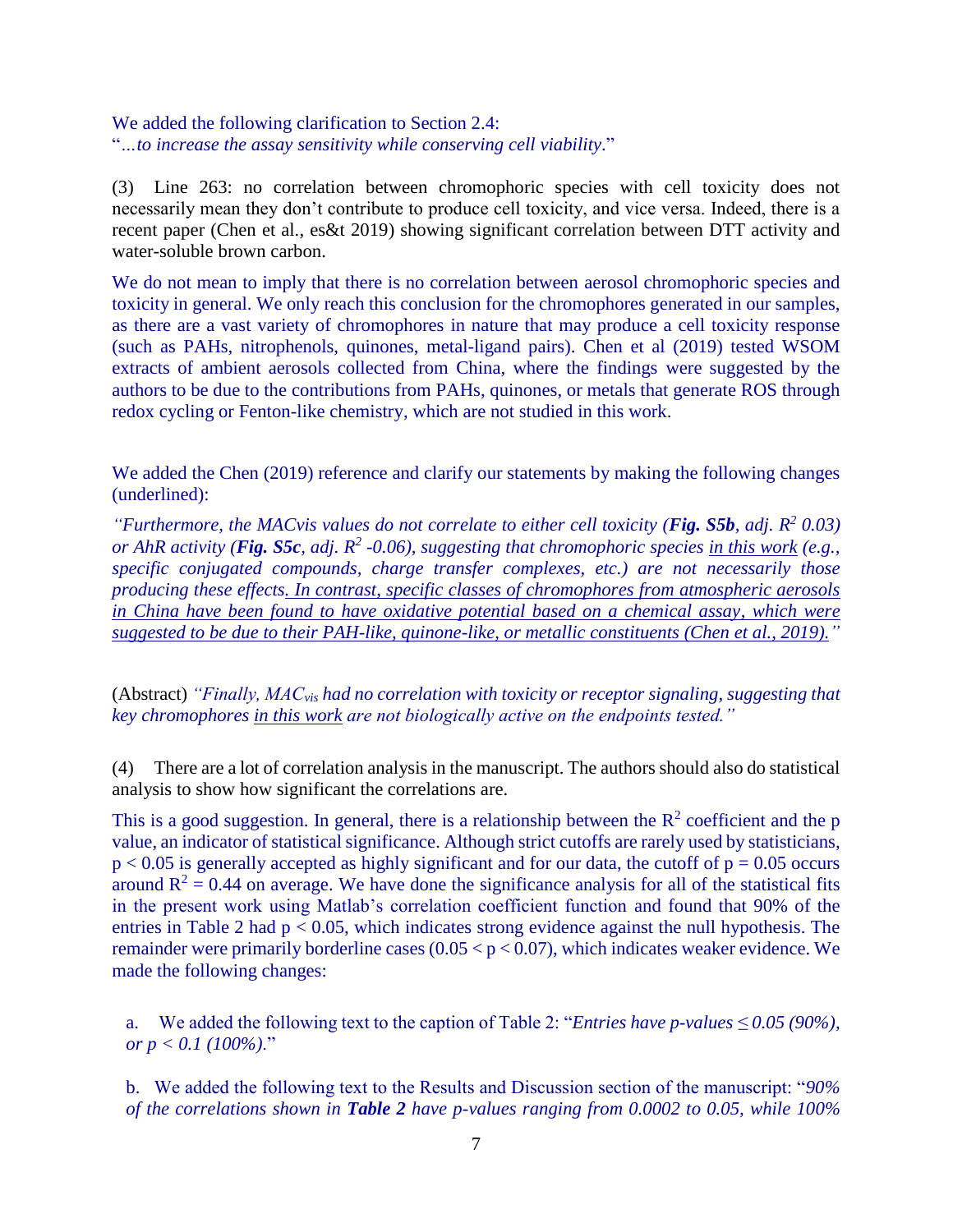We added the following clarification to Section 2.4:
"*...to increase the assay sensitivity while conserving cell viability.*"

(3) Line 263: no correlation between chromophoric species with cell toxicity does not necessarily mean they don't contribute to produce cell toxicity, and vice versa. Indeed, there is a recent paper (Chen et al., es&t 2019) showing significant correlation between DTT activity and water-soluble brown carbon.

We do not mean to imply that there is no correlation between aerosol chromophoric species and toxicity in general. We only reach this conclusion for the chromophores generated in our samples, as there are a vast variety of chromophores in nature that may produce a cell toxicity response (such as PAHs, nitrophenols, quinones, metal-ligand pairs). Chen et al (2019) tested WSOM extracts of ambient aerosols collected from China, where the findings were suggested by the authors to be due to the contributions from PAHs, quinones, or metals that generate ROS through redox cycling or Fenton-like chemistry, which are not studied in this work.

We added the Chen (2019) reference and clarify our statements by making the following changes (underlined):

*"Furthermore, the MACvis values do not correlate to either cell toxicity (**Fig. S5b**, adj. $R^2$ 0.03) or AhR activity (**Fig. S5c**, adj. $R^2$ -0.06), suggesting that chromophoric species <u>in this work</u> (e.g., specific conjugated compounds, charge transfer complexes, etc.) are not necessarily those producing these effects<u>. In contrast, specific classes of chromophores from atmospheric aerosols in China have been found to have oxidative potential based on a chemical assay, which were suggested to be due to their PAH-like, quinone-like, or metallic constituents (Chen et al., 2019).</u>"*

(Abstract) *"Finally, $MAC_{vis}$ had no correlation with toxicity or receptor signaling, suggesting that key chromophores <u>in this work</u> are not biologically active on the endpoints tested."*

(4) There are a lot of correlation analysis in the manuscript. The authors should also do statistical analysis to show how significant the correlations are.

This is a good suggestion. In general, there is a relationship between the $R^2$ coefficient and the p value, an indicator of statistical significance. Although strict cutoffs are rarely used by statisticians, $p < 0.05$ is generally accepted as highly significant and for our data, the cutoff of $p = 0.05$ occurs around $R^2 = 0.44$ on average. We have done the significance analysis for all of the statistical fits in the present work using Matlab's correlation coefficient function and found that 90% of the entries in Table 2 had $p < 0.05$, which indicates strong evidence against the null hypothesis. The remainder were primarily borderline cases ($0.05 < p < 0.07$), which indicates weaker evidence. We made the following changes:

a. We added the following text to the caption of Table 2: "*Entries have p-values $\leq 0.05$ (90%), or $p < 0.1$ (100%).*"

b. We added the following text to the Results and Discussion section of the manuscript: "*90% of the correlations shown in **Table 2** have p-values ranging from 0.0002 to 0.05, while 100%*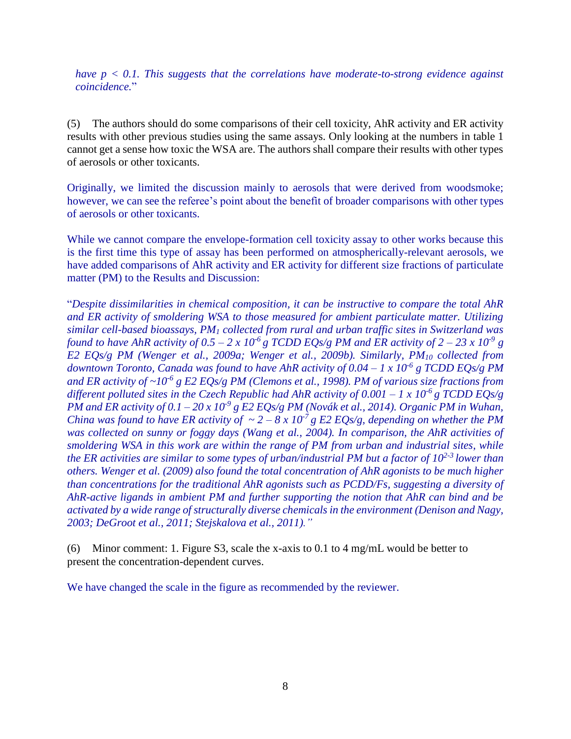*have $p < 0.1$. This suggests that the correlations have moderate-to-strong evidence against coincidence.*"

(5) The authors should do some comparisons of their cell toxicity, AhR activity and ER activity results with other previous studies using the same assays. Only looking at the numbers in table 1 cannot get a sense how toxic the WSA are. The authors shall compare their results with other types of aerosols or other toxicants.

Originally, we limited the discussion mainly to aerosols that were derived from woodsmoke; however, we can see the referee's point about the benefit of broader comparisons with other types of aerosols or other toxicants.

While we cannot compare the envelope-formation cell toxicity assay to other works because this is the first time this type of assay has been performed on atmospherically-relevant aerosols, we have added comparisons of AhR activity and ER activity for different size fractions of particulate matter (PM) to the Results and Discussion:

"*Despite dissimilarities in chemical composition, it can be instructive to compare the total AhR and ER activity of smoldering WSA to those measured for ambient particulate matter. Utilizing similar cell-based bioassays, $PM_1$ collected from rural and urban traffic sites in Switzerland was found to have AhR activity of $0.5 – 2 \times 10^{-6}$ g TCDD EQs/g PM and ER activity of $2 – 23 \times 10^{-9}$ g E2 EQs/g PM (Wenger et al., 2009a; Wenger et al., 2009b). Similarly, $PM_{10}$ collected from downtown Toronto, Canada was found to have AhR activity of $0.04 – 1 \times 10^{-6}$ g TCDD EQs/g PM and ER activity of $\sim 10^{-6}$ g E2 EQs/g PM (Clemons et al., 1998). PM of various size fractions from different polluted sites in the Czech Republic had AhR activity of $0.001 – 1 \times 10^{-6}$ g TCDD EQs/g PM and ER activity of $0.1 – 20 \times 10^{-9}$ g E2 EQs/g PM (Novák et al., 2014). Organic PM in Wuhan, China was found to have ER activity of $\sim 2 – 8 \times 10^{-7}$ g E2 EQs/g, depending on whether the PM was collected on sunny or foggy days (Wang et al., 2004). In comparison, the AhR activities of smoldering WSA in this work are within the range of PM from urban and industrial sites, while the ER activities are similar to some types of urban/industrial PM but a factor of $10^{2-3}$ lower than others. Wenger et al. (2009) also found the total concentration of AhR agonists to be much higher than concentrations for the traditional AhR agonists such as PCDD/Fs, suggesting a diversity of AhR-active ligands in ambient PM and further supporting the notion that AhR can bind and be activated by a wide range of structurally diverse chemicals in the environment (Denison and Nagy, 2003; DeGroot et al., 2011; Stejskalova et al., 2011).*"

(6) Minor comment: 1. Figure S3, scale the x-axis to 0.1 to 4 mg/mL would be better to present the concentration-dependent curves.

We have changed the scale in the figure as recommended by the reviewer.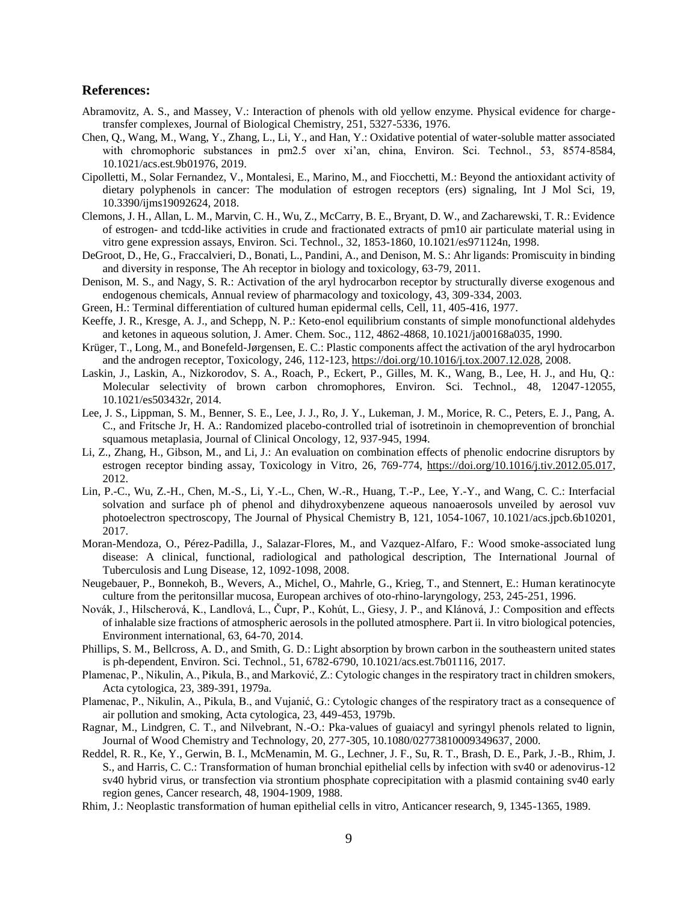**References:**

Abramovitz, A. S., and Massey, V.: Interaction of phenols with old yellow enzyme. Physical evidence for charge-transfer complexes, Journal of Biological Chemistry, 251, 5327-5336, 1976.

Chen, Q., Wang, M., Wang, Y., Zhang, L., Li, Y., and Han, Y.: Oxidative potential of water-soluble matter associated with chromophoric substances in pm2.5 over xi'an, china, Environ. Sci. Technol., 53, 8574-8584, 10.1021/acs.est.9b01976, 2019.

Cipolletti, M., Solar Fernandez, V., Montalesi, E., Marino, M., and Fiocchetti, M.: Beyond the antioxidant activity of dietary polyphenols in cancer: The modulation of estrogen receptors (ers) signaling, Int J Mol Sci, 19, 10.3390/ijms19092624, 2018.

Clemons, J. H., Allan, L. M., Marvin, C. H., Wu, Z., McCarry, B. E., Bryant, D. W., and Zacharewski, T. R.: Evidence of estrogen- and tcdd-like activities in crude and fractionated extracts of pm10 air particulate material using in vitro gene expression assays, Environ. Sci. Technol., 32, 1853-1860, 10.1021/es971124n, 1998.

DeGroot, D., He, G., Fraccalvieri, D., Bonati, L., Pandini, A., and Denison, M. S.: Ahr ligands: Promiscuity in binding and diversity in response, The Ah receptor in biology and toxicology, 63-79, 2011.

Denison, M. S., and Nagy, S. R.: Activation of the aryl hydrocarbon receptor by structurally diverse exogenous and endogenous chemicals, Annual review of pharmacology and toxicology, 43, 309-334, 2003.

Green, H.: Terminal differentiation of cultured human epidermal cells, Cell, 11, 405-416, 1977.

Keeffe, J. R., Kresge, A. J., and Schepp, N. P.: Keto-enol equilibrium constants of simple monofunctional aldehydes and ketones in aqueous solution, J. Amer. Chem. Soc., 112, 4862-4868, 10.1021/ja00168a035, 1990.

Krüger, T., Long, M., and Bonefeld-Jørgensen, E. C.: Plastic components affect the activation of the aryl hydrocarbon and the androgen receptor, Toxicology, 246, 112-123, https://doi.org/10.1016/j.tox.2007.12.028, 2008.

Laskin, J., Laskin, A., Nizkorodov, S. A., Roach, P., Eckert, P., Gilles, M. K., Wang, B., Lee, H. J., and Hu, Q.: Molecular selectivity of brown carbon chromophores, Environ. Sci. Technol., 48, 12047-12055, 10.1021/es503432r, 2014.

Lee, J. S., Lippman, S. M., Benner, S. E., Lee, J. J., Ro, J. Y., Lukeman, J. M., Morice, R. C., Peters, E. J., Pang, A. C., and Fritsche Jr, H. A.: Randomized placebo-controlled trial of isotretinoin in chemoprevention of bronchial squamous metaplasia, Journal of Clinical Oncology, 12, 937-945, 1994.

Li, Z., Zhang, H., Gibson, M., and Li, J.: An evaluation on combination effects of phenolic endocrine disruptors by estrogen receptor binding assay, Toxicology in Vitro, 26, 769-774, https://doi.org/10.1016/j.tiv.2012.05.017, 2012.

Lin, P.-C., Wu, Z.-H., Chen, M.-S., Li, Y.-L., Chen, W.-R., Huang, T.-P., Lee, Y.-Y., and Wang, C. C.: Interfacial solvation and surface ph of phenol and dihydroxybenzene aqueous nanoaerosols unveiled by aerosol vuv photoelectron spectroscopy, The Journal of Physical Chemistry B, 121, 1054-1067, 10.1021/acs.jpcb.6b10201, 2017.

Moran-Mendoza, O., Pérez-Padilla, J., Salazar-Flores, M., and Vazquez-Alfaro, F.: Wood smoke-associated lung disease: A clinical, functional, radiological and pathological description, The International Journal of Tuberculosis and Lung Disease, 12, 1092-1098, 2008.

Neugebauer, P., Bonnekoh, B., Wevers, A., Michel, O., Mahrle, G., Krieg, T., and Stennert, E.: Human keratinocyte culture from the peritonsillar mucosa, European archives of oto-rhino-laryngology, 253, 245-251, 1996.

Novák, J., Hilscherová, K., Landlová, L., Čupr, P., Kohút, L., Giesy, J. P., and Klánová, J.: Composition and effects of inhalable size fractions of atmospheric aerosols in the polluted atmosphere. Part ii. In vitro biological potencies, Environment international, 63, 64-70, 2014.

Phillips, S. M., Bellcross, A. D., and Smith, G. D.: Light absorption by brown carbon in the southeastern united states is ph-dependent, Environ. Sci. Technol., 51, 6782-6790, 10.1021/acs.est.7b01116, 2017.

Plamenac, P., Nikulin, A., Pikula, B., and Marković, Z.: Cytologic changes in the respiratory tract in children smokers, Acta cytologica, 23, 389-391, 1979a.

Plamenac, P., Nikulin, A., Pikula, B., and Vujanić, G.: Cytologic changes of the respiratory tract as a consequence of air pollution and smoking, Acta cytologica, 23, 449-453, 1979b.

Ragnar, M., Lindgren, C. T., and Nilvebrant, N.-O.: Pka-values of guaiacyl and syringyl phenols related to lignin, Journal of Wood Chemistry and Technology, 20, 277-305, 10.1080/02773810009349637, 2000.

Reddel, R. R., Ke, Y., Gerwin, B. I., McMenamin, M. G., Lechner, J. F., Su, R. T., Brash, D. E., Park, J.-B., Rhim, J. S., and Harris, C. C.: Transformation of human bronchial epithelial cells by infection with sv40 or adenovirus-12 sv40 hybrid virus, or transfection via strontium phosphate coprecipitation with a plasmid containing sv40 early region genes, Cancer research, 48, 1904-1909, 1988.

Rhim, J.: Neoplastic transformation of human epithelial cells in vitro, Anticancer research, 9, 1345-1365, 1989.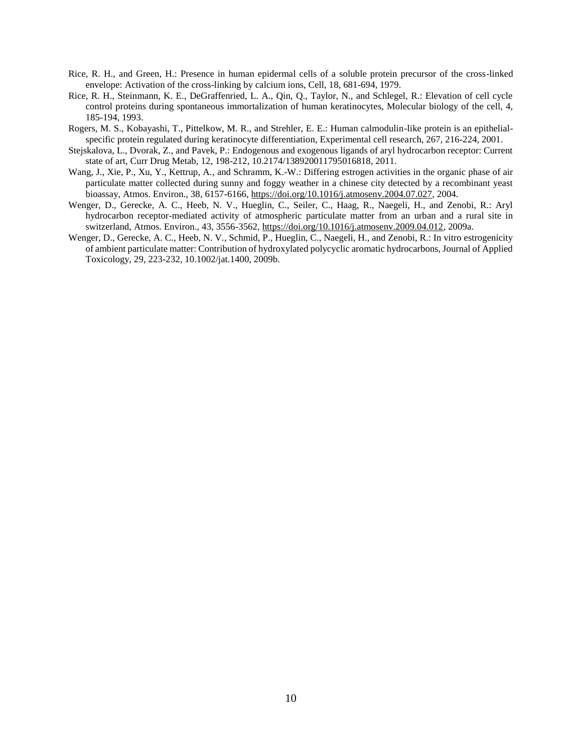Rice, R. H., and Green, H.: Presence in human epidermal cells of a soluble protein precursor of the cross-linked envelope: Activation of the cross-linking by calcium ions, Cell, 18, 681-694, 1979.

Rice, R. H., Steinmann, K. E., DeGraffenried, L. A., Qin, Q., Taylor, N., and Schlegel, R.: Elevation of cell cycle control proteins during spontaneous immortalization of human keratinocytes, Molecular biology of the cell, 4, 185-194, 1993.

Rogers, M. S., Kobayashi, T., Pittelkow, M. R., and Strehler, E. E.: Human calmodulin-like protein is an epithelial-specific protein regulated during keratinocyte differentiation, Experimental cell research, 267, 216-224, 2001.

Stejskalova, L., Dvorak, Z., and Pavek, P.: Endogenous and exogenous ligands of aryl hydrocarbon receptor: Current state of art, Curr Drug Metab, 12, 198-212, 10.2174/138920011795016818, 2011.

Wang, J., Xie, P., Xu, Y., Kettrup, A., and Schramm, K.-W.: Differing estrogen activities in the organic phase of air particulate matter collected during sunny and foggy weather in a chinese city detected by a recombinant yeast bioassay, Atmos. Environ., 38, 6157-6166, https://doi.org/10.1016/j.atmosenv.2004.07.027, 2004.

Wenger, D., Gerecke, A. C., Heeb, N. V., Hueglin, C., Seiler, C., Haag, R., Naegeli, H., and Zenobi, R.: Aryl hydrocarbon receptor-mediated activity of atmospheric particulate matter from an urban and a rural site in switzerland, Atmos. Environ., 43, 3556-3562, https://doi.org/10.1016/j.atmosenv.2009.04.012, 2009a.

Wenger, D., Gerecke, A. C., Heeb, N. V., Schmid, P., Hueglin, C., Naegeli, H., and Zenobi, R.: In vitro estrogenicity of ambient particulate matter: Contribution of hydroxylated polycyclic aromatic hydrocarbons, Journal of Applied Toxicology, 29, 223-232, 10.1002/jat.1400, 2009b.